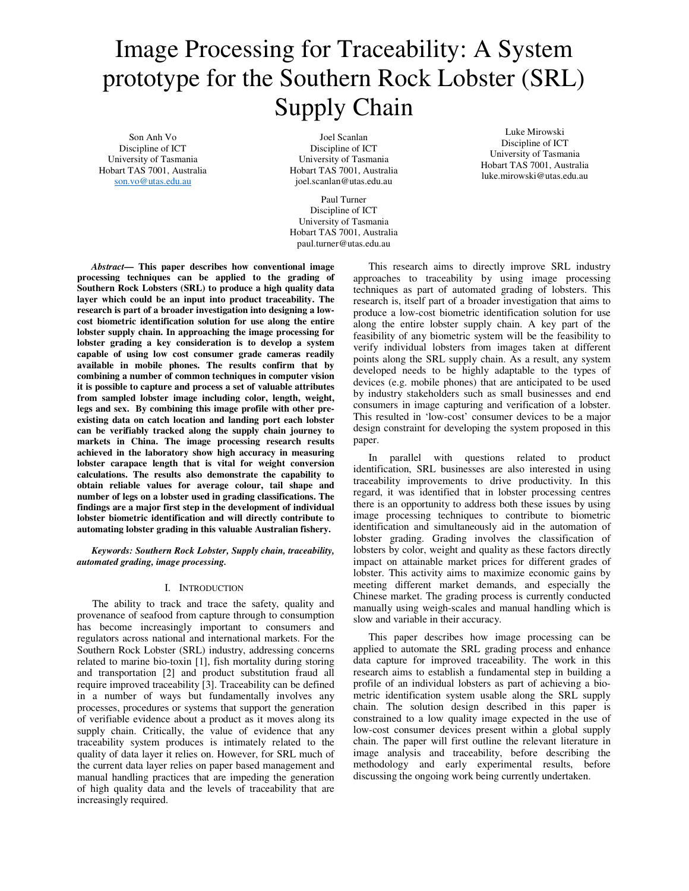# Image Processing for Traceability: A System prototype for the Southern Rock Lobster (SRL) Supply Chain

Son Anh Vo
Discipline of ICT
University of Tasmania
Hobart TAS 7001, Australia
son.vo@utas.edu.au

Joel Scanlan
Discipline of ICT
University of Tasmania
Hobart TAS 7001, Australia
joel.scanlan@utas.edu.au

Luke Mirowski
Discipline of ICT
University of Tasmania
Hobart TAS 7001, Australia
luke.mirowski@utas.edu.au

Paul Turner
Discipline of ICT
University of Tasmania
Hobart TAS 7001, Australia
paul.turner@utas.edu.au

***Abstract*— This paper describes how conventional image processing techniques can be applied to the grading of Southern Rock Lobsters (SRL) to produce a high quality data layer which could be an input into product traceability. The research is part of a broader investigation into designing a low-cost biometric identification solution for use along the entire lobster supply chain. In approaching the image processing for lobster grading a key consideration is to develop a system capable of using low cost consumer grade cameras readily available in mobile phones. The results confirm that by combining a number of common techniques in computer vision it is possible to capture and process a set of valuable attributes from sampled lobster image including color, length, weight, legs and sex. By combining this image profile with other pre-existing data on catch location and landing port each lobster can be verifiably tracked along the supply chain journey to markets in China. The image processing research results achieved in the laboratory show high accuracy in measuring lobster carapace length that is vital for weight conversion calculations. The results also demonstrate the capability to obtain reliable values for average colour, tail shape and number of legs on a lobster used in grading classifications. The findings are a major first step in the development of individual lobster biometric identification and will directly contribute to automating lobster grading in this valuable Australian fishery.**

***Keywords: Southern Rock Lobster, Supply chain, traceability, automated grading, image processing.***

## I. Introduction

The ability to track and trace the safety, quality and provenance of seafood from capture through to consumption has become increasingly important to consumers and regulators across national and international markets. For the Southern Rock Lobster (SRL) industry, addressing concerns related to marine bio-toxin [1], fish mortality during storing and transportation [2] and product substitution fraud all require improved traceability [3]. Traceability can be defined in a number of ways but fundamentally involves any processes, procedures or systems that support the generation of verifiable evidence about a product as it moves along its supply chain. Critically, the value of evidence that any traceability system produces is intimately related to the quality of data layer it relies on. However, for SRL much of the current data layer relies on paper based management and manual handling practices that are impeding the generation of high quality data and the levels of traceability that are increasingly required.

This research aims to directly improve SRL industry approaches to traceability by using image processing techniques as part of automated grading of lobsters. This research is, itself part of a broader investigation that aims to produce a low-cost biometric identification solution for use along the entire lobster supply chain. A key part of the feasibility of any biometric system will be the feasibility to verify individual lobsters from images taken at different points along the SRL supply chain. As a result, any system developed needs to be highly adaptable to the types of devices (e.g. mobile phones) that are anticipated to be used by industry stakeholders such as small businesses and end consumers in image capturing and verification of a lobster. This resulted in 'low-cost' consumer devices to be a major design constraint for developing the system proposed in this paper.

In parallel with questions related to product identification, SRL businesses are also interested in using traceability improvements to drive productivity. In this regard, it was identified that in lobster processing centres there is an opportunity to address both these issues by using image processing techniques to contribute to biometric identification and simultaneously aid in the automation of lobster grading. Grading involves the classification of lobsters by color, weight and quality as these factors directly impact on attainable market prices for different grades of lobster. This activity aims to maximize economic gains by meeting different market demands, and especially the Chinese market. The grading process is currently conducted manually using weigh-scales and manual handling which is slow and variable in their accuracy.

This paper describes how image processing can be applied to automate the SRL grading process and enhance data capture for improved traceability. The work in this research aims to establish a fundamental step in building a profile of an individual lobsters as part of achieving a bio-metric identification system usable along the SRL supply chain. The solution design described in this paper is constrained to a low quality image expected in the use of low-cost consumer devices present within a global supply chain. The paper will first outline the relevant literature in image analysis and traceability, before describing the methodology and early experimental results, before discussing the ongoing work being currently undertaken.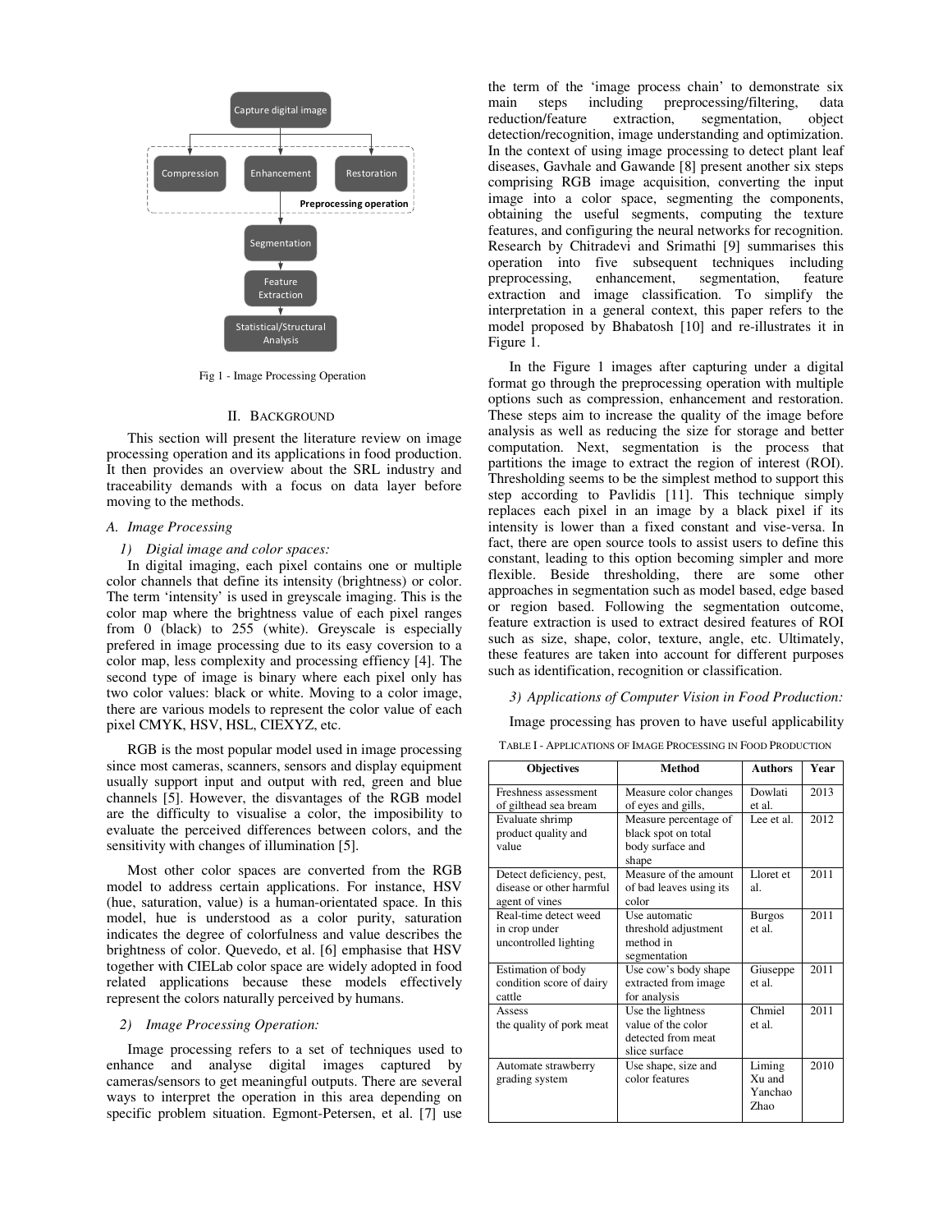Capture digital image

Compression | Enhancement | Restoration

Preprocessing operation

Segmentation

Feature Extraction

Statistical/Structural Analysis

Fig 1 - Image Processing Operation

## II. Background

This section will present the literature review on image processing operation and its applications in food production. It then provides an overview about the SRL industry and traceability demands with a focus on data layer before moving to the methods.

### A. Image Processing

#### 1) Digial image and color spaces:

In digital imaging, each pixel contains one or multiple color channels that define its intensity (brightness) or color. The term 'intensity' is used in greyscale imaging. This is the color map where the brightness value of each pixel ranges from 0 (black) to 255 (white). Greyscale is especially prefered in image processing due to its easy coversion to a color map, less complexity and processing effiency [4]. The second type of image is binary where each pixel only has two color values: black or white. Moving to a color image, there are various models to represent the color value of each pixel CMYK, HSV, HSL, CIEXYZ, etc.

RGB is the most popular model used in image processing since most cameras, scanners, sensors and display equipment usually support input and output with red, green and blue channels [5]. However, the disvantages of the RGB model are the difficulty to visualise a color, the imposibility to evaluate the perceived differences between colors, and the sensitivity with changes of illumination [5].

Most other color spaces are converted from the RGB model to address certain applications. For instance, HSV (hue, saturation, value) is a human-orientated space. In this model, hue is understood as a color purity, saturation indicates the degree of colorfulness and value describes the brightness of color. Quevedo, et al. [6] emphasise that HSV together with CIELab color space are widely adopted in food related applications because these models effectively represent the colors naturally perceived by humans.

#### 2) Image Processing Operation:

Image processing refers to a set of techniques used to enhance and analyse digital images captured by cameras/sensors to get meaningful outputs. There are several ways to interpret the operation in this area depending on specific problem situation. Egmont-Petersen, et al. [7] use the term of the 'image process chain' to demonstrate six main steps including preprocessing/filtering, data reduction/feature extraction, segmentation, object detection/recognition, image understanding and optimization. In the context of using image processing to detect plant leaf diseases, Gavhale and Gawande [8] present another six steps comprising RGB image acquisition, converting the input image into a color space, segmenting the components, obtaining the useful segments, computing the texture features, and configuring the neural networks for recognition. Research by Chitradevi and Srimathi [9] summarises this operation into five subsequent techniques including preprocessing, enhancement, segmentation, feature extraction and image classification. To simplify the interpretation in a general context, this paper refers to the model proposed by Bhabatosh [10] and re-illustrates it in Figure 1.

In the Figure 1 images after capturing under a digital format go through the preprocessing operation with multiple options such as compression, enhancement and restoration. These steps aim to increase the quality of the image before analysis as well as reducing the size for storage and better computation. Next, segmentation is the process that partitions the image to extract the region of interest (ROI). Thresholding seems to be the simplest method to support this step according to Pavlidis [11]. This technique simply replaces each pixel in an image by a black pixel if its intensity is lower than a fixed constant and vise-versa. In fact, there are open source tools to assist users to define this constant, leading to this option becoming simpler and more flexible. Beside thresholding, there are some other approaches in segmentation such as model based, edge based or region based. Following the segmentation outcome, feature extraction is used to extract desired features of ROI such as size, shape, color, texture, angle, etc. Ultimately, these features are taken into account for different purposes such as identification, recognition or classification.

#### 3) Applications of Computer Vision in Food Production:

Image processing has proven to have useful applicability

TABLE I - Applications of Image Processing in Food Production

| Objectives | Method | Authors | Year |
|---|---|---|---|
| Freshness assessment of gilthead sea bream | Measure color changes of eyes and gills, | Dowlati et al. | 2013 |
| Evaluate shrimp product quality and value | Measure percentage of black spot on total body surface and shape | Lee et al. | 2012 |
| Detect deficiency, pest, disease or other harmful agent of vines | Measure of the amount of bad leaves using its color | Lloret et al. | 2011 |
| Real-time detect weed in crop under uncontrolled lighting | Use automatic threshold adjustment method in segmentation | Burgos et al. | 2011 |
| Estimation of body condition score of dairy cattle | Use cow's body shape extracted from image for analysis | Giuseppe et al. | 2011 |
| Assess the quality of pork meat | Use the lightness value of the color detected from meat slice surface | Chmiel et al. | 2011 |
| Automate strawberry grading system | Use shape, size and color features | Liming Xu and Yanchao Zhao | 2010 |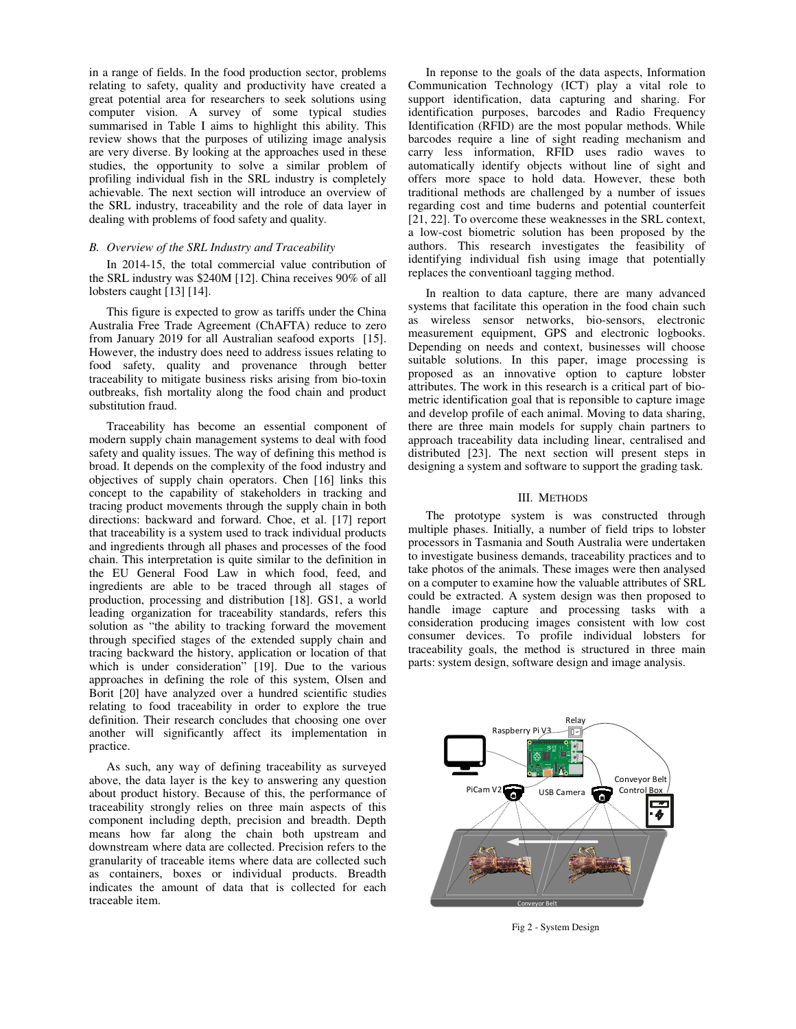in a range of fields. In the food production sector, problems relating to safety, quality and productivity have created a great potential area for researchers to seek solutions using computer vision. A survey of some typical studies summarised in Table I aims to highlight this ability. This review shows that the purposes of utilizing image analysis are very diverse. By looking at the approaches used in these studies, the opportunity to solve a similar problem of profiling individual fish in the SRL industry is completely achievable. The next section will introduce an overview of the SRL industry, traceability and the role of data layer in dealing with problems of food safety and quality.

### *B. Overview of the SRL Industry and Traceability*

In 2014-15, the total commercial value contribution of the SRL industry was $240M [12]. China receives 90% of all lobsters caught [13] [14].

This figure is expected to grow as tariffs under the China Australia Free Trade Agreement (ChAFTA) reduce to zero from January 2019 for all Australian seafood exports [15]. However, the industry does need to address issues relating to food safety, quality and provenance through better traceability to mitigate business risks arising from bio-toxin outbreaks, fish mortality along the food chain and product substitution fraud.

Traceability has become an essential component of modern supply chain management systems to deal with food safety and quality issues. The way of defining this method is broad. It depends on the complexity of the food industry and objectives of supply chain operators. Chen [16] links this concept to the capability of stakeholders in tracking and tracing product movements through the supply chain in both directions: backward and forward. Choe, et al. [17] report that traceability is a system used to track individual products and ingredients through all phases and processes of the food chain. This interpretation is quite similar to the definition in the EU General Food Law in which food, feed, and ingredients are able to be traced through all stages of production, processing and distribution [18]. GS1, a world leading organization for traceability standards, refers this solution as "the ability to tracking forward the movement through specified stages of the extended supply chain and tracing backward the history, application or location of that which is under consideration" [19]. Due to the various approaches in defining the role of this system, Olsen and Borit [20] have analyzed over a hundred scientific studies relating to food traceability in order to explore the true definition. Their research concludes that choosing one over another will significantly affect its implementation in practice.

As such, any way of defining traceability as surveyed above, the data layer is the key to answering any question about product history. Because of this, the performance of traceability strongly relies on three main aspects of this component including depth, precision and breadth. Depth means how far along the chain both upstream and downstream where data are collected. Precision refers to the granularity of traceable items where data are collected such as containers, boxes or individual products. Breadth indicates the amount of data that is collected for each traceable item.

In reponse to the goals of the data aspects, Information Communication Technology (ICT) play a vital role to support identification, data capturing and sharing. For identification purposes, barcodes and Radio Frequency Identification (RFID) are the most popular methods. While barcodes require a line of sight reading mechanism and carry less information, RFID uses radio waves to automatically identify objects without line of sight and offers more space to hold data. However, these both traditional methods are challenged by a number of issues regarding cost and time buderns and potential counterfeit [21, 22]. To overcome these weaknesses in the SRL context, a low-cost biometric solution has been proposed by the authors. This research investigates the feasibility of identifying individual fish using image that potentially replaces the conventioanl tagging method.

In realtion to data capture, there are many advanced systems that facilitate this operation in the food chain such as wireless sensor networks, bio-sensors, electronic measurement equipment, GPS and electronic logbooks. Depending on needs and context, businesses will choose suitable solutions. In this paper, image processing is proposed as an innovative option to capture lobster attributes. The work in this research is a critical part of bio-metric identification goal that is reponsible to capture image and develop profile of each animal. Moving to data sharing, there are three main models for supply chain partners to approach traceability data including linear, centralised and distributed [23]. The next section will present steps in designing a system and software to support the grading task.

## III. Methods

The prototype system is was constructed through multiple phases. Initially, a number of field trips to lobster processors in Tasmania and South Australia were undertaken to investigate business demands, traceability practices and to take photos of the animals. These images were then analysed on a computer to examine how the valuable attributes of SRL could be extracted. A system design was then proposed to handle image capture and processing tasks with a consideration producing images consistent with low cost consumer devices. To profile individual lobsters for traceability goals, the method is structured in three main parts: system design, software design and image analysis.

Fig 2 - System Design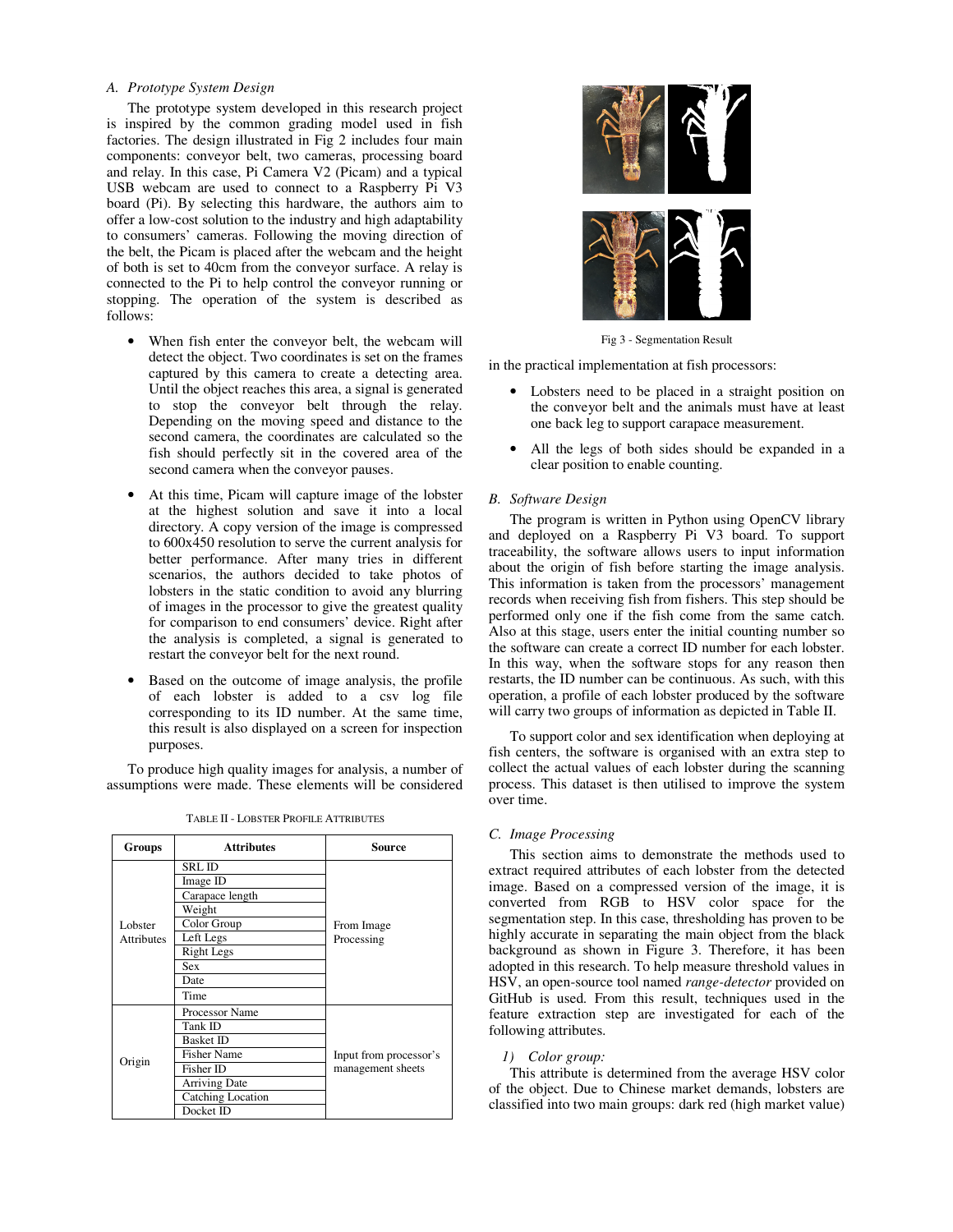### A. Prototype System Design

The prototype system developed in this research project is inspired by the common grading model used in fish factories. The design illustrated in Fig 2 includes four main components: conveyor belt, two cameras, processing board and relay. In this case, Pi Camera V2 (Picam) and a typical USB webcam are used to connect to a Raspberry Pi V3 board (Pi). By selecting this hardware, the authors aim to offer a low-cost solution to the industry and high adaptability to consumers' cameras. Following the moving direction of the belt, the Picam is placed after the webcam and the height of both is set to 40cm from the conveyor surface. A relay is connected to the Pi to help control the conveyor running or stopping. The operation of the system is described as follows:

- When fish enter the conveyor belt, the webcam will detect the object. Two coordinates is set on the frames captured by this camera to create a detecting area. Until the object reaches this area, a signal is generated to stop the conveyor belt through the relay. Depending on the moving speed and distance to the second camera, the coordinates are calculated so the fish should perfectly sit in the covered area of the second camera when the conveyor pauses.
- At this time, Picam will capture image of the lobster at the highest solution and save it into a local directory. A copy version of the image is compressed to 600x450 resolution to serve the current analysis for better performance. After many tries in different scenarios, the authors decided to take photos of lobsters in the static condition to avoid any blurring of images in the processor to give the greatest quality for comparison to end consumers' device. Right after the analysis is completed, a signal is generated to restart the conveyor belt for the next round.
- Based on the outcome of image analysis, the profile of each lobster is added to a csv log file corresponding to its ID number. At the same time, this result is also displayed on a screen for inspection purposes.

To produce high quality images for analysis, a number of assumptions were made. These elements will be considered in the practical implementation at fish processors:

- Lobsters need to be placed in a straight position on the conveyor belt and the animals must have at least one back leg to support carapace measurement.
- All the legs of both sides should be expanded in a clear position to enable counting.

TABLE II - LOBSTER PROFILE ATTRIBUTES

| Groups | Attributes | Source |
|---|---|---|
| Lobster Attributes | SRL ID | From Image Processing |
| | Image ID | |
| | Carapace length | |
| | Weight | |
| | Color Group | |
| | Left Legs | |
| | Right Legs | |
| | Sex | |
| | Date | |
| | Time | |
| Origin | Processor Name | Input from processor's management sheets |
| | Tank ID | |
| | Basket ID | |
| | Fisher Name | |
| | Fisher ID | |
| | Arriving Date | |
| | Catching Location | |
| | Docket ID | |

Fig 3 - Segmentation Result

### B. Software Design

The program is written in Python using OpenCV library and deployed on a Raspberry Pi V3 board. To support traceability, the software allows users to input information about the origin of fish before starting the image analysis. This information is taken from the processors' management records when receiving fish from fishers. This step should be performed only one if the fish come from the same catch. Also at this stage, users enter the initial counting number so the software can create a correct ID number for each lobster. In this way, when the software stops for any reason then restarts, the ID number can be continuous. As such, with this operation, a profile of each lobster produced by the software will carry two groups of information as depicted in Table II.

To support color and sex identification when deploying at fish centers, the software is organised with an extra step to collect the actual values of each lobster during the scanning process. This dataset is then utilised to improve the system over time.

### C. Image Processing

This section aims to demonstrate the methods used to extract required attributes of each lobster from the detected image. Based on a compressed version of the image, it is converted from RGB to HSV color space for the segmentation step. In this case, thresholding has proven to be highly accurate in separating the main object from the black background as shown in Figure 3. Therefore, it has been adopted in this research. To help measure threshold values in HSV, an open-source tool named *range-detector* provided on GitHub is used. From this result, techniques used in the feature extraction step are investigated for each of the following attributes.

*1) Color group:*

This attribute is determined from the average HSV color of the object. Due to Chinese market demands, lobsters are classified into two main groups: dark red (high market value)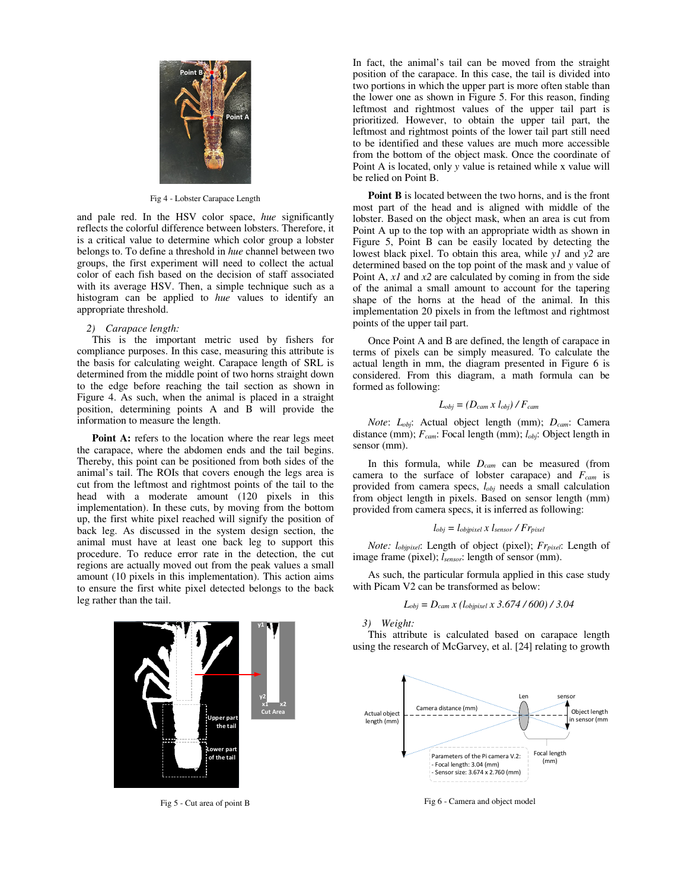Fig 4 - Lobster Carapace Length

and pale red. In the HSV color space, *hue* significantly reflects the colorful difference between lobsters. Therefore, it is a critical value to determine which color group a lobster belongs to. To define a threshold in *hue* channel between two groups, the first experiment will need to collect the actual color of each fish based on the decision of staff associated with its average HSV. Then, a simple technique such as a histogram can be applied to *hue* values to identify an appropriate threshold.

*2) Carapace length:*

This is the important metric used by fishers for compliance purposes. In this case, measuring this attribute is the basis for calculating weight. Carapace length of SRL is determined from the middle point of two horns straight down to the edge before reaching the tail section as shown in Figure 4. As such, when the animal is placed in a straight position, determining points A and B will provide the information to measure the length.

**Point A:** refers to the location where the rear legs meet the carapace, where the abdomen ends and the tail begins. Thereby, this point can be positioned from both sides of the animal's tail. The ROIs that covers enough the legs area is cut from the leftmost and rightmost points of the tail to the head with a moderate amount (120 pixels in this implementation). In these cuts, by moving from the bottom up, the first white pixel reached will signify the position of back leg. As discussed in the system design section, the animal must have at least one back leg to support this procedure. To reduce error rate in the detection, the cut regions are actually moved out from the peak values a small amount (10 pixels in this implementation). This action aims to ensure the first white pixel detected belongs to the back leg rather than the tail.

Fig 5 - Cut area of point B

In fact, the animal's tail can be moved from the straight position of the carapace. In this case, the tail is divided into two portions in which the upper part is more often stable than the lower one as shown in Figure 5. For this reason, finding leftmost and rightmost values of the upper tail part is prioritized. However, to obtain the upper tail part, the leftmost and rightmost points of the lower tail part still need to be identified and these values are much more accessible from the bottom of the object mask. Once the coordinate of Point A is located, only *y* value is retained while x value will be relied on Point B.

**Point B** is located between the two horns, and is the front most part of the head and is aligned with middle of the lobster. Based on the object mask, when an area is cut from Point A up to the top with an appropriate width as shown in Figure 5, Point B can be easily located by detecting the lowest black pixel. To obtain this area, while $y1$ and $y2$ are determined based on the top point of the mask and *y* value of Point A, $x1$ and $x2$ are calculated by coming in from the side of the animal a small amount to account for the tapering shape of the horns at the head of the animal. In this implementation 20 pixels in from the leftmost and rightmost points of the upper tail part.

Once Point A and B are defined, the length of carapace in terms of pixels can be simply measured. To calculate the actual length in mm, the diagram presented in Figure 6 is considered. From this diagram, a math formula can be formed as following:

$$L_{obj} = (D_{cam} \times l_{obj}) / F_{cam}$$

*Note*: $L_{obj}$: Actual object length (mm); $D_{cam}$: Camera distance (mm); $F_{cam}$: Focal length (mm); $l_{obj}$: Object length in sensor (mm).

In this formula, while $D_{cam}$ can be measured (from camera to the surface of lobster carapace) and $F_{cam}$ is provided from camera specs, $l_{obj}$ needs a small calculation from object length in pixels. Based on sensor length (mm) provided from camera specs, it is inferred as following:

$$l_{obj} = l_{objpixel} \times l_{sensor} / Fr_{pixel}$$

*Note:* $l_{objpixel}$: Length of object (pixel); $Fr_{pixel}$: Length of image frame (pixel); $l_{sensor}$: length of sensor (mm).

As such, the particular formula applied in this case study with Picam V2 can be transformed as below:

$$L_{obj} = D_{cam} \times (l_{objpixel} \times 3.674 / 600) / 3.04$$

*3) Weight:*

This attribute is calculated based on carapace length using the research of McGarvey, et al. [24] relating to growth

Fig 6 - Camera and object model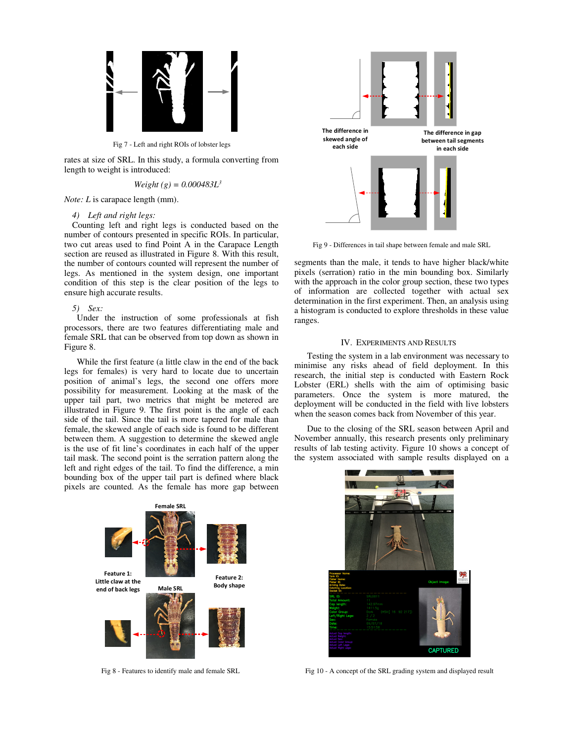Fig 7 - Left and right ROIs of lobster legs

rates at size of SRL. In this study, a formula converting from length to weight is introduced:

$$Weight\ (g) = 0.000483L^3$$

*Note: L* is carapace length (mm).

*4) Left and right legs:*

Counting left and right legs is conducted based on the number of contours presented in specific ROIs. In particular, two cut areas used to find Point A in the Carapace Length section are reused as illustrated in Figure 8. With this result, the number of contours counted will represent the number of legs. As mentioned in the system design, one important condition of this step is the clear position of the legs to ensure high accurate results.

*5) Sex:*

Under the instruction of some professionals at fish processors, there are two features differentiating male and female SRL that can be observed from top down as shown in Figure 8.

While the first feature (a little claw in the end of the back legs for females) is very hard to locate due to uncertain position of animal's legs, the second one offers more possibility for measurement. Looking at the mask of the upper tail part, two metrics that might be metered are illustrated in Figure 9. The first point is the angle of each side of the tail. Since the tail is more tapered for male than female, the skewed angle of each side is found to be different between them. A suggestion to determine the skewed angle is the use of fit line's coordinates in each half of the upper tail mask. The second point is the serration pattern along the left and right edges of the tail. To find the difference, a min bounding box of the upper tail part is defined where black pixels are counted. As the female has more gap between segments than the male, it tends to have higher black/white pixels (serration) ratio in the min bounding box. Similarly with the approach in the color group section, these two types of information are collected together with actual sex determination in the first experiment. Then, an analysis using a histogram is conducted to explore thresholds in these value ranges.

Fig 8 - Features to identify male and female SRL

Fig 9 - Differences in tail shape between female and male SRL

## IV. Experiments and Results

Testing the system in a lab environment was necessary to minimise any risks ahead of field deployment. In this research, the initial step is conducted with Eastern Rock Lobster (ERL) shells with the aim of optimising basic parameters. Once the system is more matured, the deployment will be conducted in the field with live lobsters when the season comes back from November of this year.

Due to the closing of the SRL season between April and November annually, this research presents only preliminary results of lab testing activity. Figure 10 shows a concept of the system associated with sample results displayed on a

Fig 10 - A concept of the SRL grading system and displayed result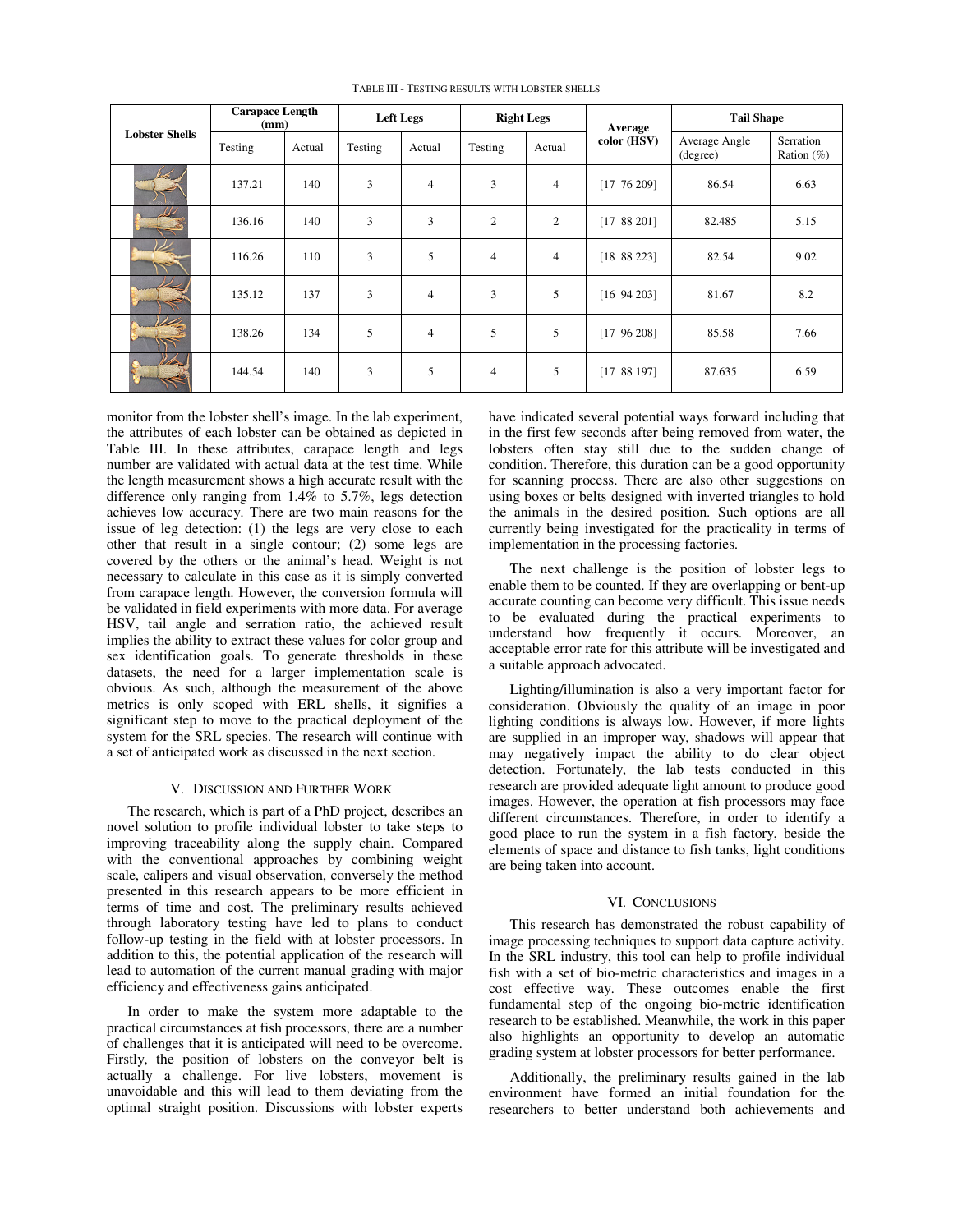TABLE III - TESTING RESULTS WITH LOBSTER SHELLS

| Lobster Shells | Carapace Length (mm) | | Left Legs | | Right Legs | | Average color (HSV) | Tail Shape | |
|---|---|---|---|---|---|---|---|---|---|
| | Testing | Actual | Testing | Actual | Testing | Actual | | Average Angle (degree) | Serration Ration (%) |
| | 137.21 | 140 | 3 | 4 | 3 | 4 | [17 76 209] | 86.54 | 6.63 |
| | 136.16 | 140 | 3 | 3 | 2 | 2 | [17 88 201] | 82.485 | 5.15 |
| | 116.26 | 110 | 3 | 5 | 4 | 4 | [18 88 223] | 82.54 | 9.02 |
| | 135.12 | 137 | 3 | 4 | 3 | 5 | [16 94 203] | 81.67 | 8.2 |
| | 138.26 | 134 | 5 | 4 | 5 | 5 | [17 96 208] | 85.58 | 7.66 |
| | 144.54 | 140 | 3 | 5 | 4 | 5 | [17 88 197] | 87.635 | 6.59 |

monitor from the lobster shell's image. In the lab experiment, the attributes of each lobster can be obtained as depicted in Table III. In these attributes, carapace length and legs number are validated with actual data at the test time. While the length measurement shows a high accurate result with the difference only ranging from 1.4% to 5.7%, legs detection achieves low accuracy. There are two main reasons for the issue of leg detection: (1) the legs are very close to each other that result in a single contour; (2) some legs are covered by the others or the animal's head. Weight is not necessary to calculate in this case as it is simply converted from carapace length. However, the conversion formula will be validated in field experiments with more data. For average HSV, tail angle and serration ratio, the achieved result implies the ability to extract these values for color group and sex identification goals. To generate thresholds in these datasets, the need for a larger implementation scale is obvious. As such, although the measurement of the above metrics is only scoped with ERL shells, it signifies a significant step to move to the practical deployment of the system for the SRL species. The research will continue with a set of anticipated work as discussed in the next section.

## V. DISCUSSION AND FURTHER WORK

The research, which is part of a PhD project, describes an novel solution to profile individual lobster to take steps to improving traceability along the supply chain. Compared with the conventional approaches by combining weight scale, calipers and visual observation, conversely the method presented in this research appears to be more efficient in terms of time and cost. The preliminary results achieved through laboratory testing have led to plans to conduct follow-up testing in the field with at lobster processors. In addition to this, the potential application of the research will lead to automation of the current manual grading with major efficiency and effectiveness gains anticipated.

In order to make the system more adaptable to the practical circumstances at fish processors, there are a number of challenges that it is anticipated will need to be overcome. Firstly, the position of lobsters on the conveyor belt is actually a challenge. For live lobsters, movement is unavoidable and this will lead to them deviating from the optimal straight position. Discussions with lobster experts have indicated several potential ways forward including that in the first few seconds after being removed from water, the lobsters often stay still due to the sudden change of condition. Therefore, this duration can be a good opportunity for scanning process. There are also other suggestions on using boxes or belts designed with inverted triangles to hold the animals in the desired position. Such options are all currently being investigated for the practicality in terms of implementation in the processing factories.

The next challenge is the position of lobster legs to enable them to be counted. If they are overlapping or bent-up accurate counting can become very difficult. This issue needs to be evaluated during the practical experiments to understand how frequently it occurs. Moreover, an acceptable error rate for this attribute will be investigated and a suitable approach advocated.

Lighting/illumination is also a very important factor for consideration. Obviously the quality of an image in poor lighting conditions is always low. However, if more lights are supplied in an improper way, shadows will appear that may negatively impact the ability to do clear object detection. Fortunately, the lab tests conducted in this research are provided adequate light amount to produce good images. However, the operation at fish processors may face different circumstances. Therefore, in order to identify a good place to run the system in a fish factory, beside the elements of space and distance to fish tanks, light conditions are being taken into account.

## VI. CONCLUSIONS

This research has demonstrated the robust capability of image processing techniques to support data capture activity. In the SRL industry, this tool can help to profile individual fish with a set of bio-metric characteristics and images in a cost effective way. These outcomes enable the first fundamental step of the ongoing bio-metric identification research to be established. Meanwhile, the work in this paper also highlights an opportunity to develop an automatic grading system at lobster processors for better performance.

Additionally, the preliminary results gained in the lab environment have formed an initial foundation for the researchers to better understand both achievements and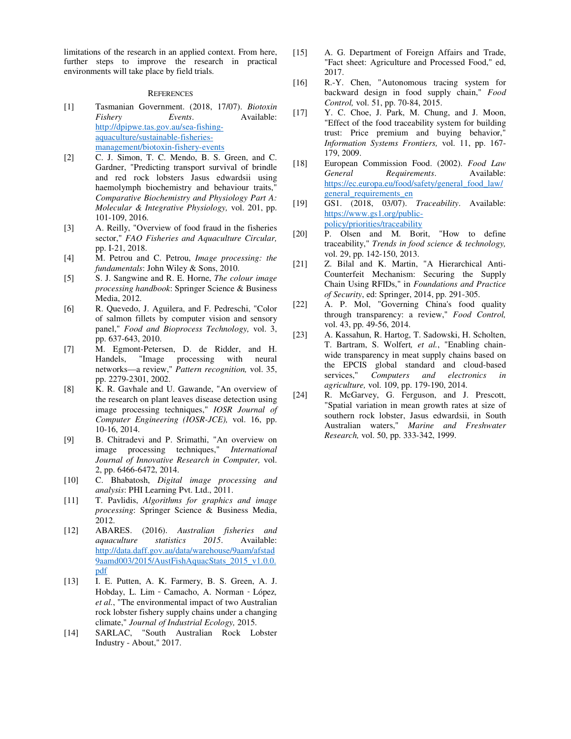limitations of the research in an applied context. From here, further steps to improve the research in practical environments will take place by field trials.

## References

[1] Tasmanian Government. (2018, 17/07). *Biotoxin Fishery Events*. Available: http://dpipwe.tas.gov.au/sea-fishing-aquaculture/sustainable-fisheries-management/biotoxin-fishery-events

[2] C. J. Simon, T. C. Mendo, B. S. Green, and C. Gardner, "Predicting transport survival of brindle and red rock lobsters Jasus edwardsii using haemolymph biochemistry and behaviour traits," *Comparative Biochemistry and Physiology Part A: Molecular & Integrative Physiology,* vol. 201, pp. 101-109, 2016.

[3] A. Reilly, "Overview of food fraud in the fisheries sector," *FAO Fisheries and Aquaculture Circular,* pp. I-21, 2018.

[4] M. Petrou and C. Petrou, *Image processing: the fundamentals*: John Wiley & Sons, 2010.

[5] S. J. Sangwine and R. E. Horne, *The colour image processing handbook*: Springer Science & Business Media, 2012.

[6] R. Quevedo, J. Aguilera, and F. Pedreschi, "Color of salmon fillets by computer vision and sensory panel," *Food and Bioprocess Technology,* vol. 3, pp. 637-643, 2010.

[7] M. Egmont-Petersen, D. de Ridder, and H. Handels, "Image processing with neural networks—a review," *Pattern recognition,* vol. 35, pp. 2279-2301, 2002.

[8] K. R. Gavhale and U. Gawande, "An overview of the research on plant leaves disease detection using image processing techniques," *IOSR Journal of Computer Engineering (IOSR-JCE),* vol. 16, pp. 10-16, 2014.

[9] B. Chitradevi and P. Srimathi, "An overview on image processing techniques," *International Journal of Innovative Research in Computer,* vol. 2, pp. 6466-6472, 2014.

[10] C. Bhabatosh, *Digital image processing and analysis*: PHI Learning Pvt. Ltd., 2011.

[11] T. Pavlidis, *Algorithms for graphics and image processing*: Springer Science & Business Media, 2012.

[12] ABARES. (2016). *Australian fisheries and aquaculture statistics 2015*. Available: http://data.daff.gov.au/data/warehouse/9aam/afstad9aamd003/2015/AustFishAquacStats_2015_v1.0.0.pdf

[13] I. E. Putten, A. K. Farmery, B. S. Green, A. J. Hobday, L. Lim‐Camacho, A. Norman‐López*, et al.*, "The environmental impact of two Australian rock lobster fishery supply chains under a changing climate," *Journal of Industrial Ecology,* 2015.

[14] SARLAC, "South Australian Rock Lobster Industry - About," 2017.

[15] A. G. Department of Foreign Affairs and Trade, "Fact sheet: Agriculture and Processed Food," ed, 2017.

[16] R.-Y. Chen, "Autonomous tracing system for backward design in food supply chain," *Food Control,* vol. 51, pp. 70-84, 2015.

[17] Y. C. Choe, J. Park, M. Chung, and J. Moon, "Effect of the food traceability system for building trust: Price premium and buying behavior," *Information Systems Frontiers,* vol. 11, pp. 167-179, 2009.

[18] European Commission Food. (2002). *Food Law General Requirements*. Available: https://ec.europa.eu/food/safety/general_food_law/general_requirements_en

[19] GS1. (2018, 03/07). *Traceability*. Available: https://www.gs1.org/public-policy/priorities/traceability

[20] P. Olsen and M. Borit, "How to define traceability," *Trends in food science & technology,* vol. 29, pp. 142-150, 2013.

[21] Z. Bilal and K. Martin, "A Hierarchical Anti-Counterfeit Mechanism: Securing the Supply Chain Using RFIDs," in *Foundations and Practice of Security*, ed: Springer, 2014, pp. 291-305.

[22] A. P. Mol, "Governing China's food quality through transparency: a review," *Food Control,* vol. 43, pp. 49-56, 2014.

[23] A. Kassahun, R. Hartog, T. Sadowski, H. Scholten, T. Bartram, S. Wolfert*, et al.*, "Enabling chain-wide transparency in meat supply chains based on the EPCIS global standard and cloud-based services," *Computers and electronics in agriculture,* vol. 109, pp. 179-190, 2014.

[24] R. McGarvey, G. Ferguson, and J. Prescott, "Spatial variation in mean growth rates at size of southern rock lobster, Jasus edwardsii, in South Australian waters," *Marine and Freshwater Research,* vol. 50, pp. 333-342, 1999.